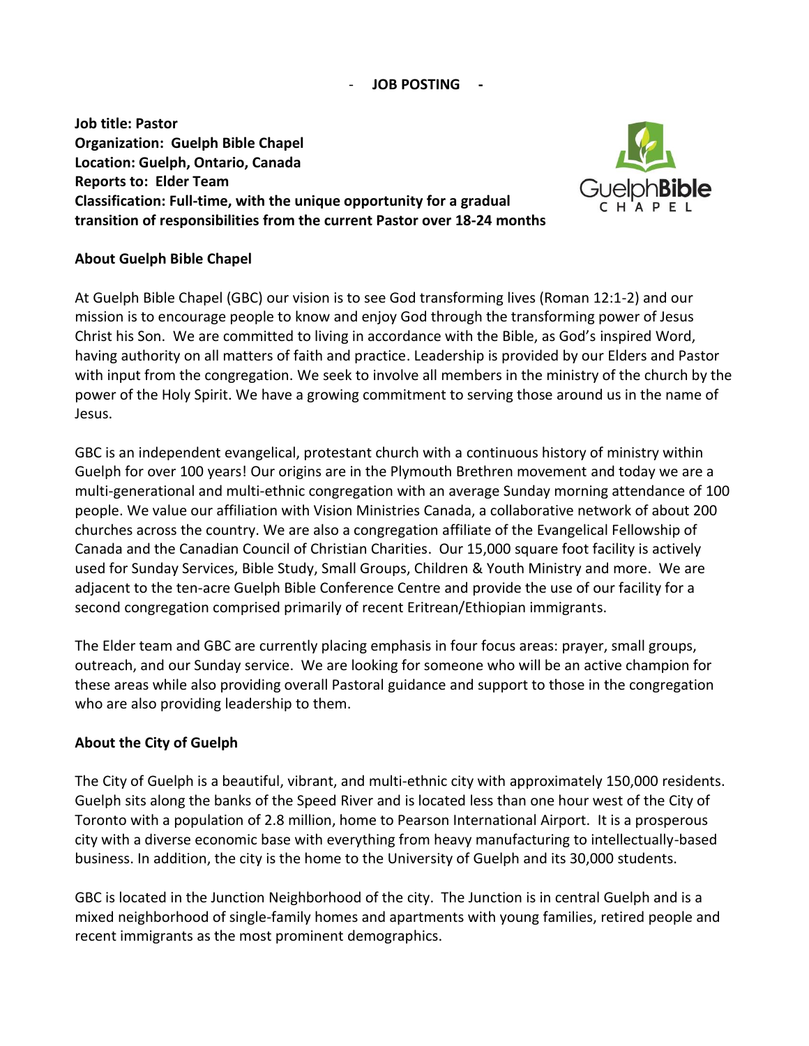**- JOB POSTING -**

**Job title: Pastor**
**Organization: Guelph Bible Chapel**
**Location: Guelph, Ontario, Canada**
**Reports to: Elder Team**
**Classification: Full-time, with the unique opportunity for a gradual transition of responsibilities from the current Pastor over 18-24 months**

## About Guelph Bible Chapel

At Guelph Bible Chapel (GBC) our vision is to see God transforming lives (Roman 12:1-2) and our mission is to encourage people to know and enjoy God through the transforming power of Jesus Christ his Son. We are committed to living in accordance with the Bible, as God's inspired Word, having authority on all matters of faith and practice. Leadership is provided by our Elders and Pastor with input from the congregation. We seek to involve all members in the ministry of the church by the power of the Holy Spirit. We have a growing commitment to serving those around us in the name of Jesus.

GBC is an independent evangelical, protestant church with a continuous history of ministry within Guelph for over 100 years! Our origins are in the Plymouth Brethren movement and today we are a multi-generational and multi-ethnic congregation with an average Sunday morning attendance of 100 people. We value our affiliation with Vision Ministries Canada, a collaborative network of about 200 churches across the country. We are also a congregation affiliate of the Evangelical Fellowship of Canada and the Canadian Council of Christian Charities. Our 15,000 square foot facility is actively used for Sunday Services, Bible Study, Small Groups, Children & Youth Ministry and more. We are adjacent to the ten-acre Guelph Bible Conference Centre and provide the use of our facility for a second congregation comprised primarily of recent Eritrean/Ethiopian immigrants.

The Elder team and GBC are currently placing emphasis in four focus areas: prayer, small groups, outreach, and our Sunday service. We are looking for someone who will be an active champion for these areas while also providing overall Pastoral guidance and support to those in the congregation who are also providing leadership to them.

## About the City of Guelph

The City of Guelph is a beautiful, vibrant, and multi-ethnic city with approximately 150,000 residents. Guelph sits along the banks of the Speed River and is located less than one hour west of the City of Toronto with a population of 2.8 million, home to Pearson International Airport. It is a prosperous city with a diverse economic base with everything from heavy manufacturing to intellectually-based business. In addition, the city is the home to the University of Guelph and its 30,000 students.

GBC is located in the Junction Neighborhood of the city. The Junction is in central Guelph and is a mixed neighborhood of single-family homes and apartments with young families, retired people and recent immigrants as the most prominent demographics.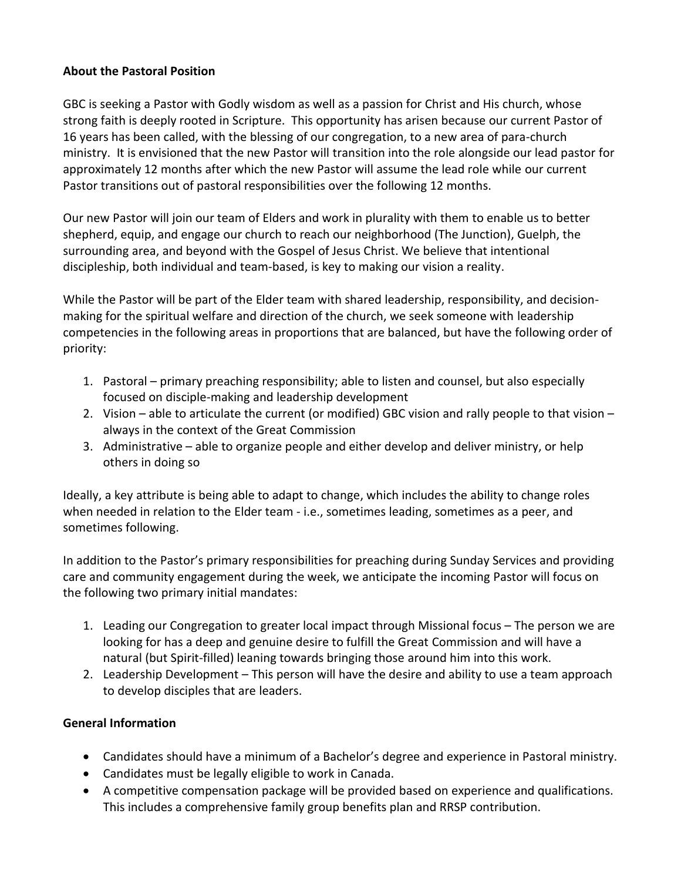**About the Pastoral Position**

GBC is seeking a Pastor with Godly wisdom as well as a passion for Christ and His church, whose strong faith is deeply rooted in Scripture. This opportunity has arisen because our current Pastor of 16 years has been called, with the blessing of our congregation, to a new area of para-church ministry. It is envisioned that the new Pastor will transition into the role alongside our lead pastor for approximately 12 months after which the new Pastor will assume the lead role while our current Pastor transitions out of pastoral responsibilities over the following 12 months.

Our new Pastor will join our team of Elders and work in plurality with them to enable us to better shepherd, equip, and engage our church to reach our neighborhood (The Junction), Guelph, the surrounding area, and beyond with the Gospel of Jesus Christ. We believe that intentional discipleship, both individual and team-based, is key to making our vision a reality.

While the Pastor will be part of the Elder team with shared leadership, responsibility, and decision-making for the spiritual welfare and direction of the church, we seek someone with leadership competencies in the following areas in proportions that are balanced, but have the following order of priority:

1. Pastoral – primary preaching responsibility; able to listen and counsel, but also especially focused on disciple-making and leadership development
2. Vision – able to articulate the current (or modified) GBC vision and rally people to that vision – always in the context of the Great Commission
3. Administrative – able to organize people and either develop and deliver ministry, or help others in doing so

Ideally, a key attribute is being able to adapt to change, which includes the ability to change roles when needed in relation to the Elder team - i.e., sometimes leading, sometimes as a peer, and sometimes following.

In addition to the Pastor's primary responsibilities for preaching during Sunday Services and providing care and community engagement during the week, we anticipate the incoming Pastor will focus on the following two primary initial mandates:

1. Leading our Congregation to greater local impact through Missional focus – The person we are looking for has a deep and genuine desire to fulfill the Great Commission and will have a natural (but Spirit-filled) leaning towards bringing those around him into this work.
2. Leadership Development – This person will have the desire and ability to use a team approach to develop disciples that are leaders.

**General Information**

- Candidates should have a minimum of a Bachelor's degree and experience in Pastoral ministry.
- Candidates must be legally eligible to work in Canada.
- A competitive compensation package will be provided based on experience and qualifications. This includes a comprehensive family group benefits plan and RRSP contribution.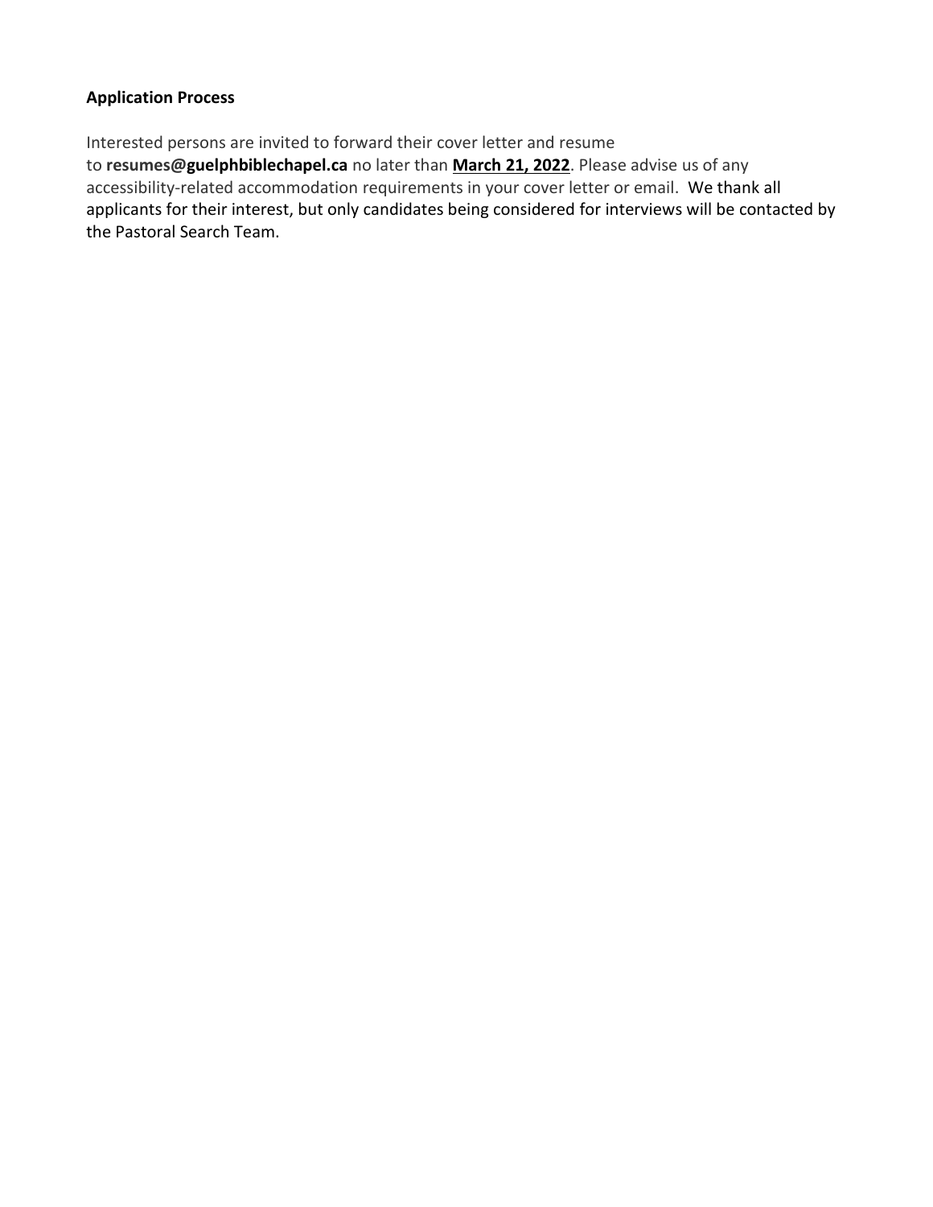**Application Process**

Interested persons are invited to forward their cover letter and resume to **resumes@guelphbiblechapel.ca** no later than **March 21, 2022**. Please advise us of any accessibility-related accommodation requirements in your cover letter or email. We thank all applicants for their interest, but only candidates being considered for interviews will be contacted by the Pastoral Search Team.